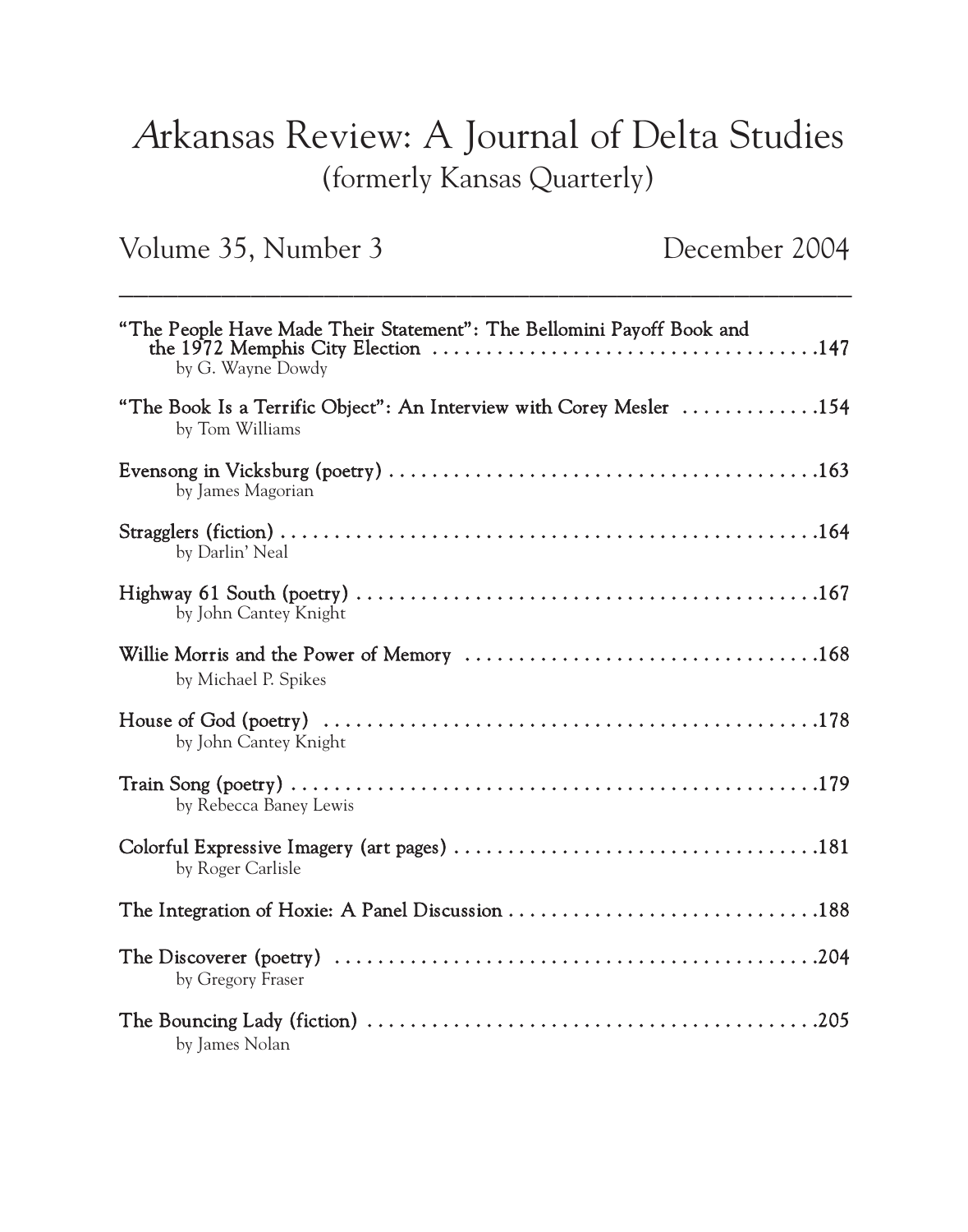# Arkansas Review: A Journal of Delta Studies

(formerly Kansas Quarterly)

Volume 35, Number 3 December 2004

---

"The People Have Made Their Statement": The Bellomini Payoff Book and the 1972 Memphis City Election . . . . . . . . . . . . . . . . . . . . . . . . . . . . . . . . . . . .147
by G. Wayne Dowdy

"The Book Is a Terrific Object": An Interview with Corey Mesler . . . . . . . . . . . . .154
by Tom Williams

Evensong in Vicksburg (poetry) . . . . . . . . . . . . . . . . . . . . . . . . . . . . . . . . . . . . . . . .163
by James Magorian

Stragglers (fiction) . . . . . . . . . . . . . . . . . . . . . . . . . . . . . . . . . . . . . . . . . . . . . . . . . .164
by Darlin' Neal

Highway 61 South (poetry) . . . . . . . . . . . . . . . . . . . . . . . . . . . . . . . . . . . . . . . . . . . .167
by John Cantey Knight

Willie Morris and the Power of Memory . . . . . . . . . . . . . . . . . . . . . . . . . . . . . . . . .168
by Michael P. Spikes

House of God (poetry) . . . . . . . . . . . . . . . . . . . . . . . . . . . . . . . . . . . . . . . . . . . . . . .178
by John Cantey Knight

Train Song (poetry) . . . . . . . . . . . . . . . . . . . . . . . . . . . . . . . . . . . . . . . . . . . . . . . . . .179
by Rebecca Baney Lewis

Colorful Expressive Imagery (art pages) . . . . . . . . . . . . . . . . . . . . . . . . . . . . . . . . . .181
by Roger Carlisle

The Integration of Hoxie: A Panel Discussion . . . . . . . . . . . . . . . . . . . . . . . . . . . . .188

The Discoverer (poetry) . . . . . . . . . . . . . . . . . . . . . . . . . . . . . . . . . . . . . . . . . . . . . .204
by Gregory Fraser

The Bouncing Lady (fiction) . . . . . . . . . . . . . . . . . . . . . . . . . . . . . . . . . . . . . . . . . . .205
by James Nolan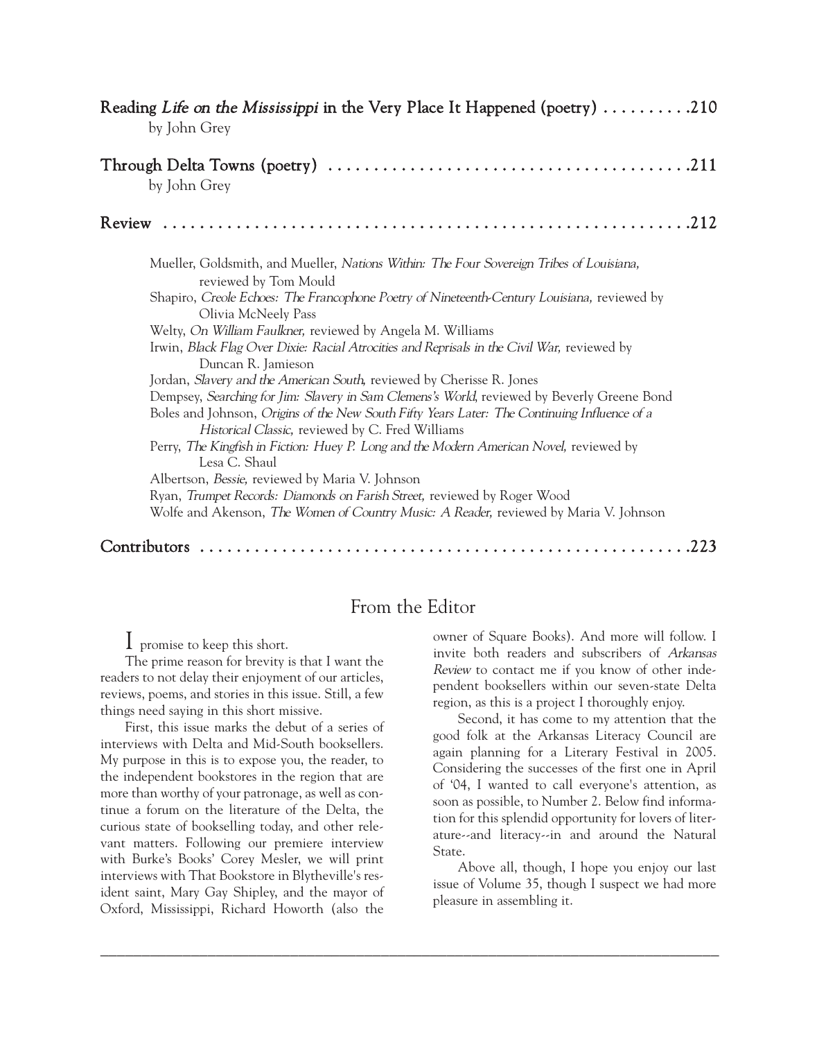**Reading *Life on the Mississippi* in the Very Place It Happened (poetry) . . . . . . . . . .210**
by John Grey

**Through Delta Towns (poetry) . . . . . . . . . . . . . . . . . . . . . . . . . . . . . . . . . . . . . . . .211**
by John Grey

**Review . . . . . . . . . . . . . . . . . . . . . . . . . . . . . . . . . . . . . . . . . . . . . . . . . . . . . .212**

Mueller, Goldsmith, and Mueller, *Nations Within: The Four Sovereign Tribes of Louisiana,* reviewed by Tom Mould

Shapiro, *Creole Echoes: The Francophone Poetry of Nineteenth-Century Louisiana,* reviewed by Olivia McNeely Pass

Welty, *On William Faulkner,* reviewed by Angela M. Williams

Irwin, *Black Flag Over Dixie: Racial Atrocities and Reprisals in the Civil War,* reviewed by Duncan R. Jamieson

Jordan, *Slavery and the American South,* reviewed by Cherisse R. Jones

Dempsey, *Searching for Jim: Slavery in Sam Clemens's World,* reviewed by Beverly Greene Bond

Boles and Johnson, *Origins of the New South Fifty Years Later: The Continuing Influence of a Historical Classic,* reviewed by C. Fred Williams

Perry, *The Kingfish in Fiction: Huey P. Long and the Modern American Novel,* reviewed by Lesa C. Shaul

Albertson, *Bessie,* reviewed by Maria V. Johnson

Ryan, *Trumpet Records: Diamonds on Farish Street,* reviewed by Roger Wood

Wolfe and Akenson, *The Women of Country Music: A Reader,* reviewed by Maria V. Johnson

**Contributors . . . . . . . . . . . . . . . . . . . . . . . . . . . . . . . . . . . . . . . . . . . . . . . . . . .223**

## From the Editor

I promise to keep this short.

The prime reason for brevity is that I want the readers to not delay their enjoyment of our articles, reviews, poems, and stories in this issue. Still, a few things need saying in this short missive.

First, this issue marks the debut of a series of interviews with Delta and Mid-South booksellers. My purpose in this is to expose you, the reader, to the independent bookstores in the region that are more than worthy of your patronage, as well as continue a forum on the literature of the Delta, the curious state of bookselling today, and other relevant matters. Following our premiere interview with Burke's Books' Corey Mesler, we will print interviews with That Bookstore in Blytheville's resident saint, Mary Gay Shipley, and the mayor of Oxford, Mississippi, Richard Howorth (also the owner of Square Books). And more will follow. I invite both readers and subscribers of *Arkansas Review* to contact me if you know of other independent booksellers within our seven-state Delta region, as this is a project I thoroughly enjoy.

Second, it has come to my attention that the good folk at the Arkansas Literacy Council are again planning for a Literary Festival in 2005. Considering the successes of the first one in April of '04, I wanted to call everyone's attention, as soon as possible, to Number 2. Below find information for this splendid opportunity for lovers of literature--and literacy--in and around the Natural State.

Above all, though, I hope you enjoy our last issue of Volume 35, though I suspect we had more pleasure in assembling it.